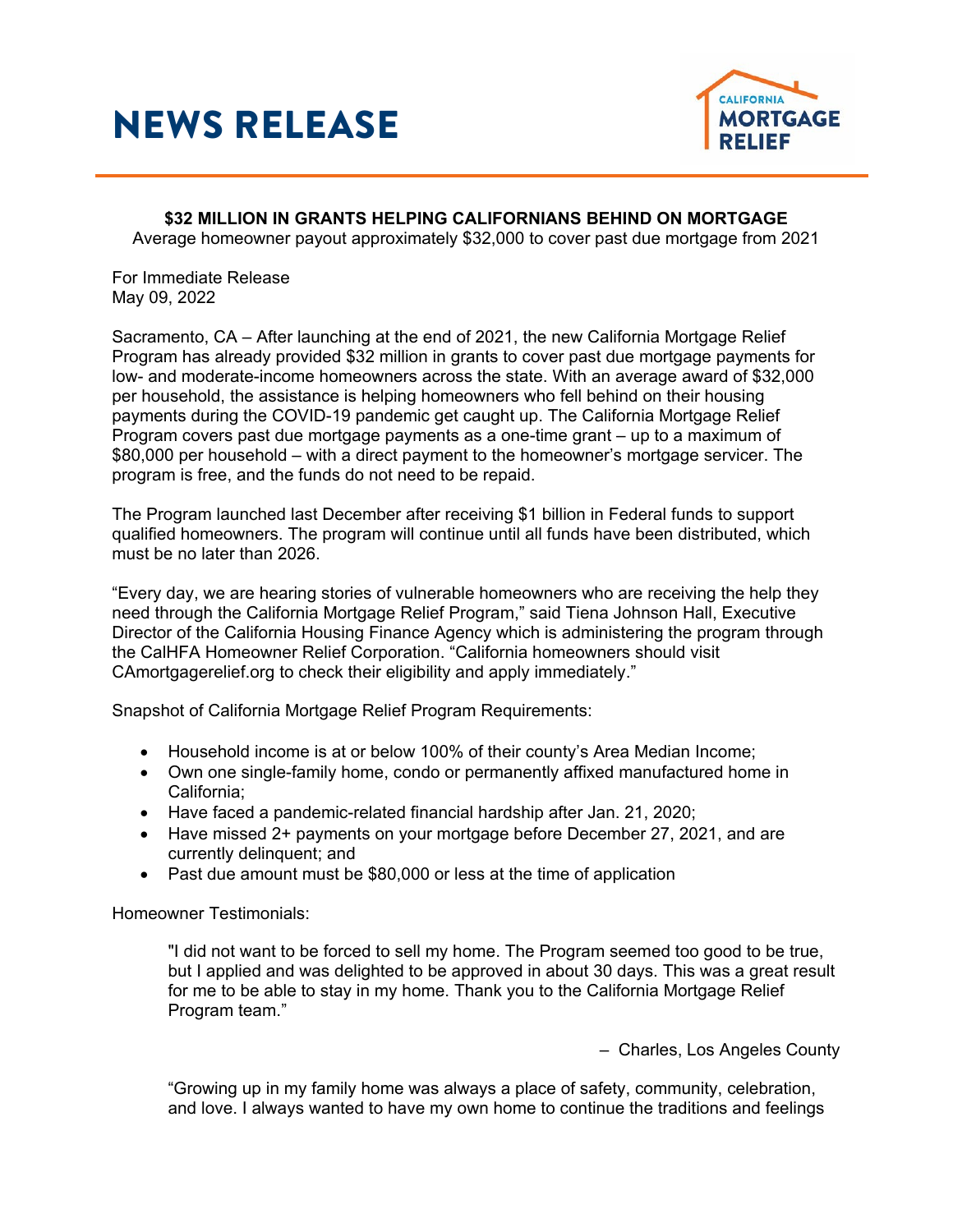# NEWS RELEASE

CALIFORNIA MORTGAGE RELIEF

**$32 MILLION IN GRANTS HELPING CALIFORNIANS BEHIND ON MORTGAGE**

Average homeowner payout approximately $32,000 to cover past due mortgage from 2021

For Immediate Release
May 09, 2022

Sacramento, CA – After launching at the end of 2021, the new California Mortgage Relief Program has already provided $32 million in grants to cover past due mortgage payments for low- and moderate-income homeowners across the state. With an average award of $32,000 per household, the assistance is helping homeowners who fell behind on their housing payments during the COVID-19 pandemic get caught up. The California Mortgage Relief Program covers past due mortgage payments as a one-time grant – up to a maximum of $80,000 per household – with a direct payment to the homeowner's mortgage servicer. The program is free, and the funds do not need to be repaid.

The Program launched last December after receiving $1 billion in Federal funds to support qualified homeowners. The program will continue until all funds have been distributed, which must be no later than 2026.

"Every day, we are hearing stories of vulnerable homeowners who are receiving the help they need through the California Mortgage Relief Program," said Tiena Johnson Hall, Executive Director of the California Housing Finance Agency which is administering the program through the CalHFA Homeowner Relief Corporation. "California homeowners should visit CAmortgagerelief.org to check their eligibility and apply immediately."

Snapshot of California Mortgage Relief Program Requirements:

- Household income is at or below 100% of their county's Area Median Income;
- Own one single-family home, condo or permanently affixed manufactured home in California;
- Have faced a pandemic-related financial hardship after Jan. 21, 2020;
- Have missed 2+ payments on your mortgage before December 27, 2021, and are currently delinquent; and
- Past due amount must be $80,000 or less at the time of application

Homeowner Testimonials:

> "I did not want to be forced to sell my home. The Program seemed too good to be true, but I applied and was delighted to be approved in about 30 days. This was a great result for me to be able to stay in my home. Thank you to the California Mortgage Relief Program team."
>
> – Charles, Los Angeles County

> "Growing up in my family home was always a place of safety, community, celebration, and love. I always wanted to have my own home to continue the traditions and feelings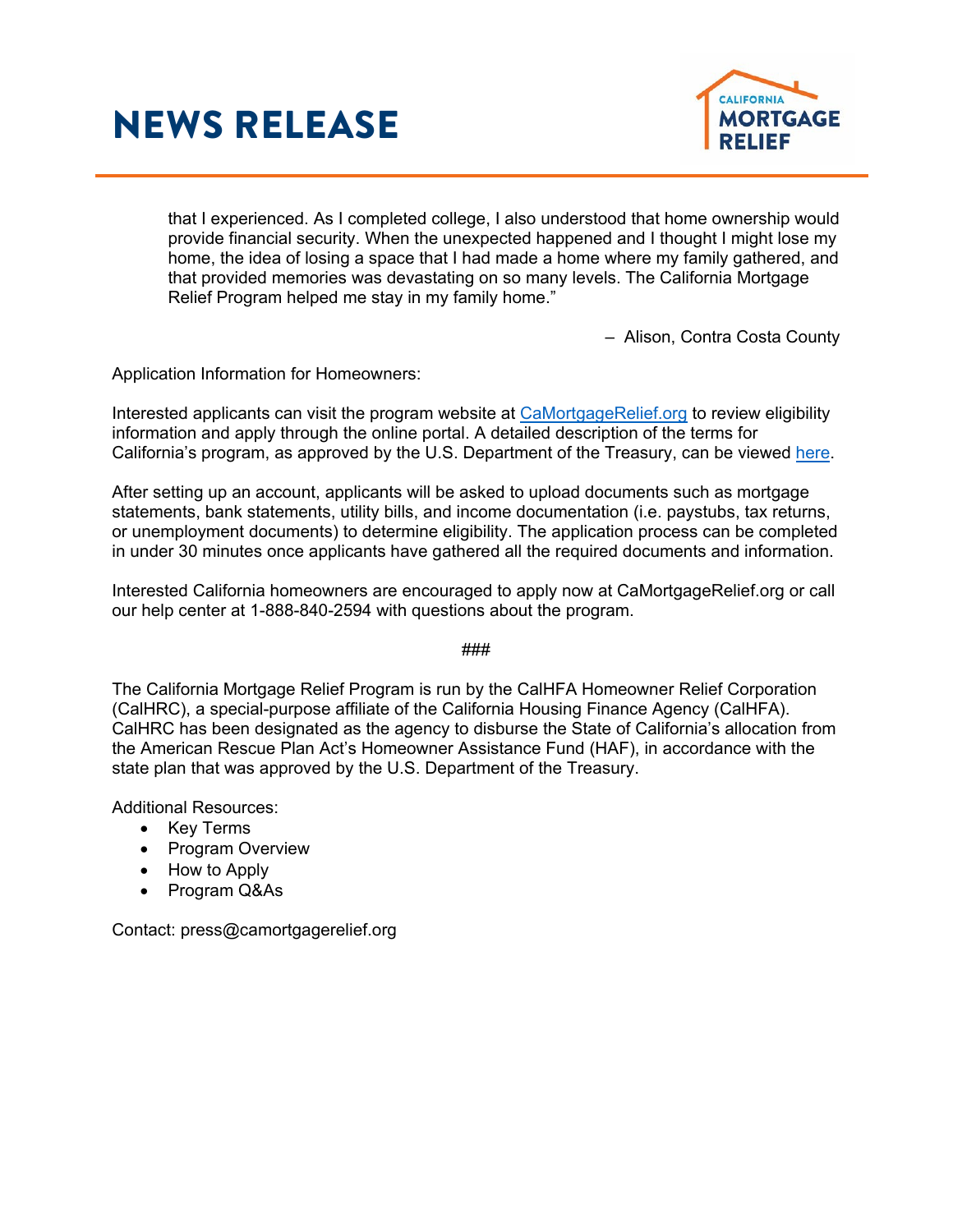that I experienced. As I completed college, I also understood that home ownership would provide financial security. When the unexpected happened and I thought I might lose my home, the idea of losing a space that I had made a home where my family gathered, and that provided memories was devastating on so many levels. The California Mortgage Relief Program helped me stay in my family home."

– Alison, Contra Costa County

Application Information for Homeowners:

Interested applicants can visit the program website at CaMortgageRelief.org to review eligibility information and apply through the online portal. A detailed description of the terms for California's program, as approved by the U.S. Department of the Treasury, can be viewed here.

After setting up an account, applicants will be asked to upload documents such as mortgage statements, bank statements, utility bills, and income documentation (i.e. paystubs, tax returns, or unemployment documents) to determine eligibility. The application process can be completed in under 30 minutes once applicants have gathered all the required documents and information.

Interested California homeowners are encouraged to apply now at CaMortgageRelief.org or call our help center at 1-888-840-2594 with questions about the program.

###

The California Mortgage Relief Program is run by the CalHFA Homeowner Relief Corporation (CalHRC), a special-purpose affiliate of the California Housing Finance Agency (CalHFA). CalHRC has been designated as the agency to disburse the State of California's allocation from the American Rescue Plan Act's Homeowner Assistance Fund (HAF), in accordance with the state plan that was approved by the U.S. Department of the Treasury.

Additional Resources:

- Key Terms
- Program Overview
- How to Apply
- Program Q&As

Contact: press@camortgagerelief.org